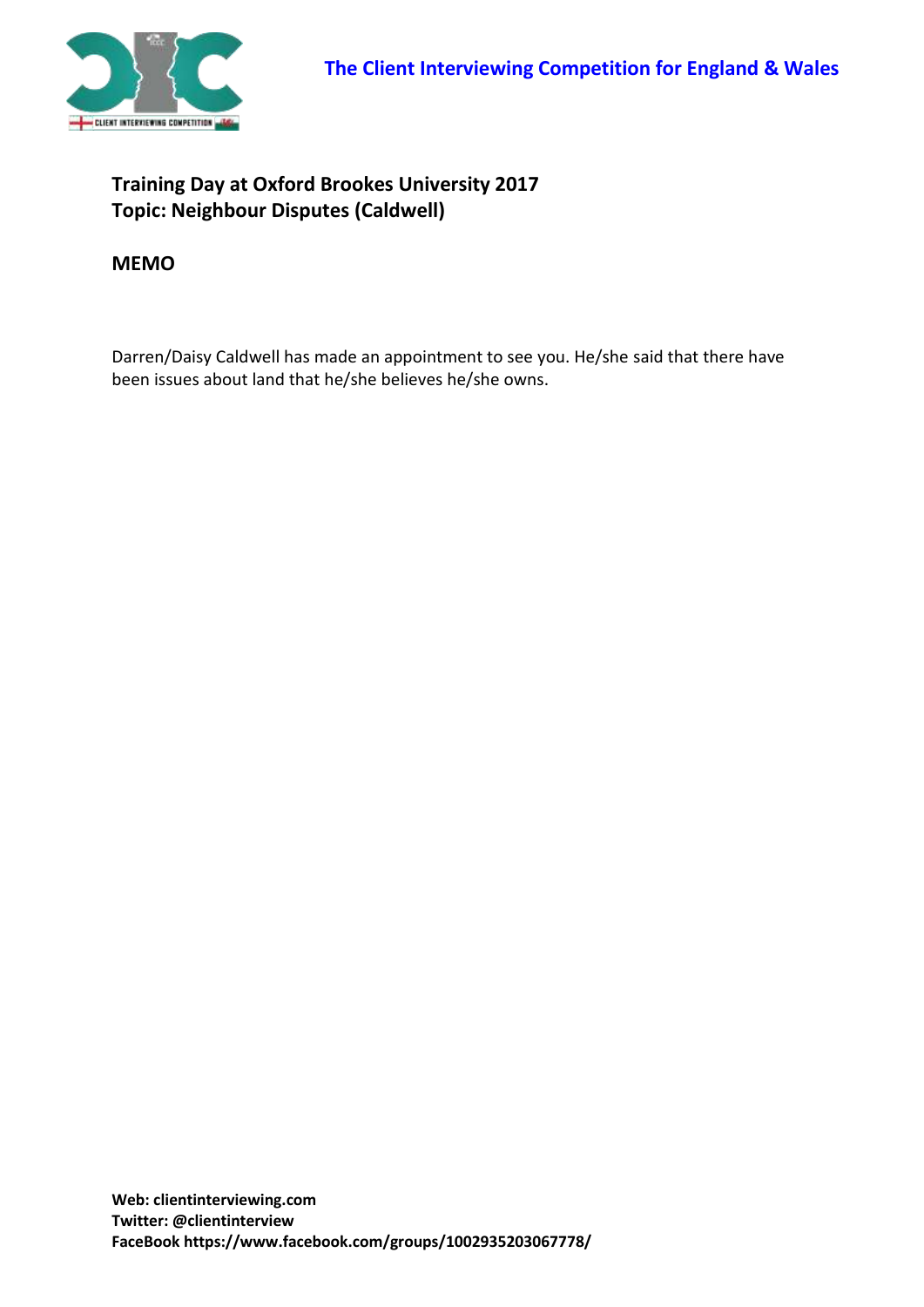The Client Interviewing Competition for England & Wales

**Training Day at Oxford Brookes University 2017**
**Topic: Neighbour Disputes (Caldwell)**

**MEMO**

Darren/Daisy Caldwell has made an appointment to see you. He/she said that there have been issues about land that he/she believes he/she owns.

**Web: clientinterviewing.com**
**Twitter: @clientinterview**
**FaceBook https://www.facebook.com/groups/1002935203067778/**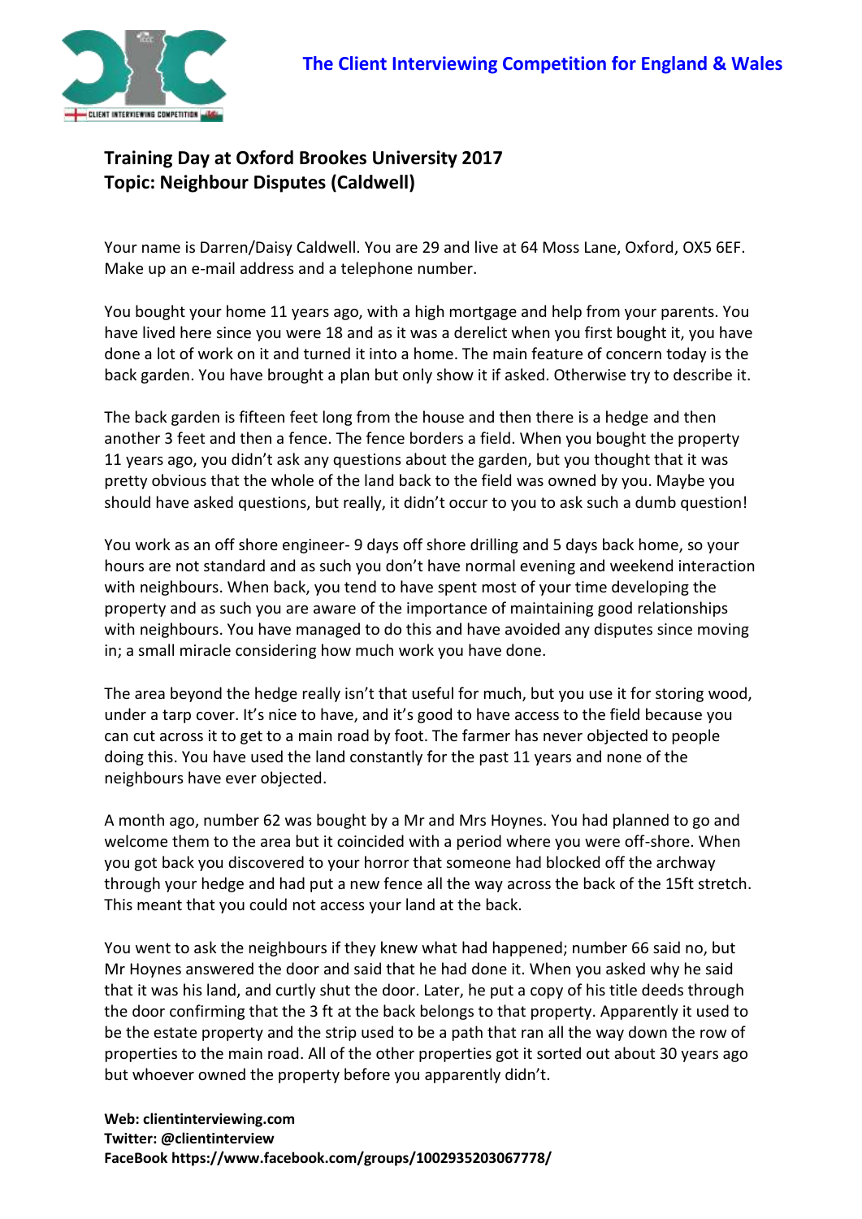The Client Interviewing Competition for England & Wales

**Training Day at Oxford Brookes University 2017**
**Topic: Neighbour Disputes (Caldwell)**

Your name is Darren/Daisy Caldwell. You are 29 and live at 64 Moss Lane, Oxford, OX5 6EF. Make up an e-mail address and a telephone number.

You bought your home 11 years ago, with a high mortgage and help from your parents. You have lived here since you were 18 and as it was a derelict when you first bought it, you have done a lot of work on it and turned it into a home. The main feature of concern today is the back garden. You have brought a plan but only show it if asked. Otherwise try to describe it.

The back garden is fifteen feet long from the house and then there is a hedge and then another 3 feet and then a fence. The fence borders a field. When you bought the property 11 years ago, you didn't ask any questions about the garden, but you thought that it was pretty obvious that the whole of the land back to the field was owned by you. Maybe you should have asked questions, but really, it didn't occur to you to ask such a dumb question!

You work as an off shore engineer- 9 days off shore drilling and 5 days back home, so your hours are not standard and as such you don't have normal evening and weekend interaction with neighbours. When back, you tend to have spent most of your time developing the property and as such you are aware of the importance of maintaining good relationships with neighbours. You have managed to do this and have avoided any disputes since moving in; a small miracle considering how much work you have done.

The area beyond the hedge really isn't that useful for much, but you use it for storing wood, under a tarp cover. It's nice to have, and it's good to have access to the field because you can cut across it to get to a main road by foot. The farmer has never objected to people doing this. You have used the land constantly for the past 11 years and none of the neighbours have ever objected.

A month ago, number 62 was bought by a Mr and Mrs Hoynes. You had planned to go and welcome them to the area but it coincided with a period where you were off-shore. When you got back you discovered to your horror that someone had blocked off the archway through your hedge and had put a new fence all the way across the back of the 15ft stretch. This meant that you could not access your land at the back.

You went to ask the neighbours if they knew what had happened; number 66 said no, but Mr Hoynes answered the door and said that he had done it. When you asked why he said that it was his land, and curtly shut the door. Later, he put a copy of his title deeds through the door confirming that the 3 ft at the back belongs to that property. Apparently it used to be the estate property and the strip used to be a path that ran all the way down the row of properties to the main road. All of the other properties got it sorted out about 30 years ago but whoever owned the property before you apparently didn't.

**Web: clientinterviewing.com**
**Twitter: @clientinterview**
**FaceBook https://www.facebook.com/groups/1002935203067778/**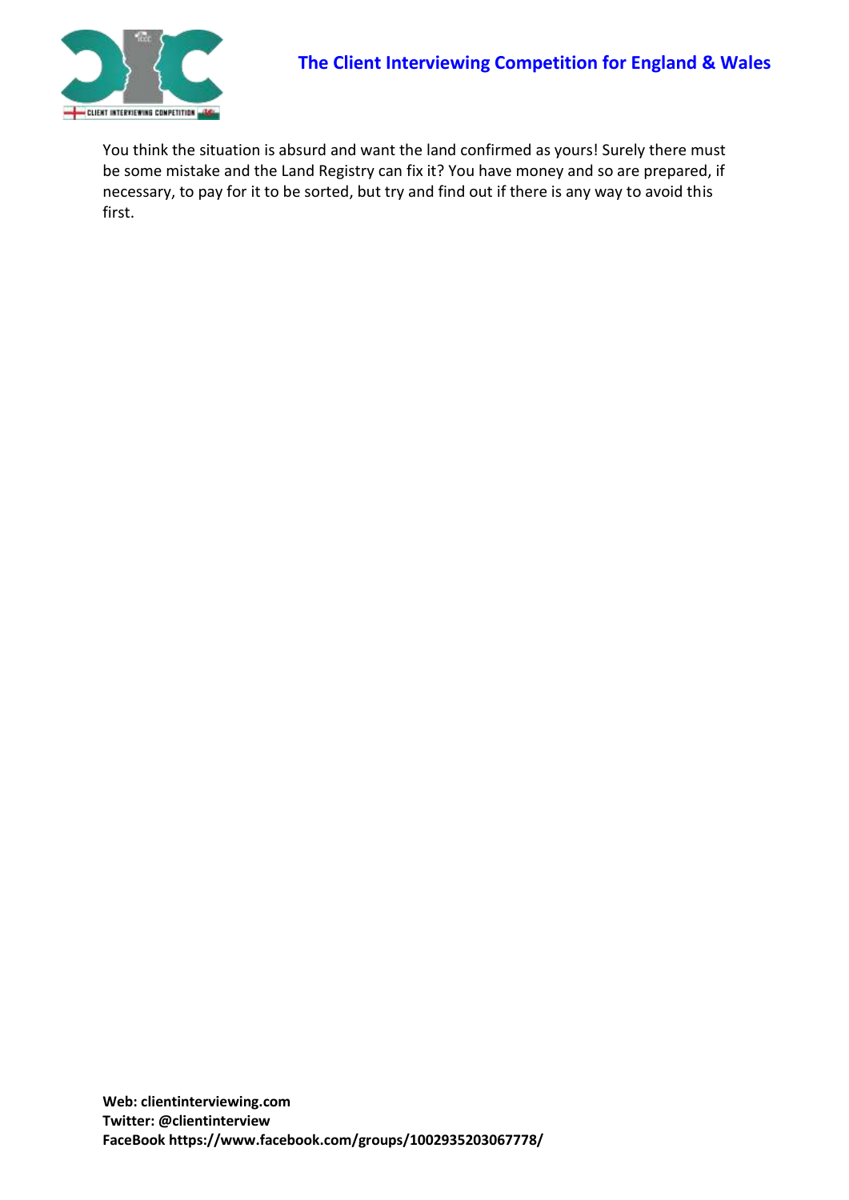You think the situation is absurd and want the land confirmed as yours! Surely there must be some mistake and the Land Registry can fix it? You have money and so are prepared, if necessary, to pay for it to be sorted, but try and find out if there is any way to avoid this first.